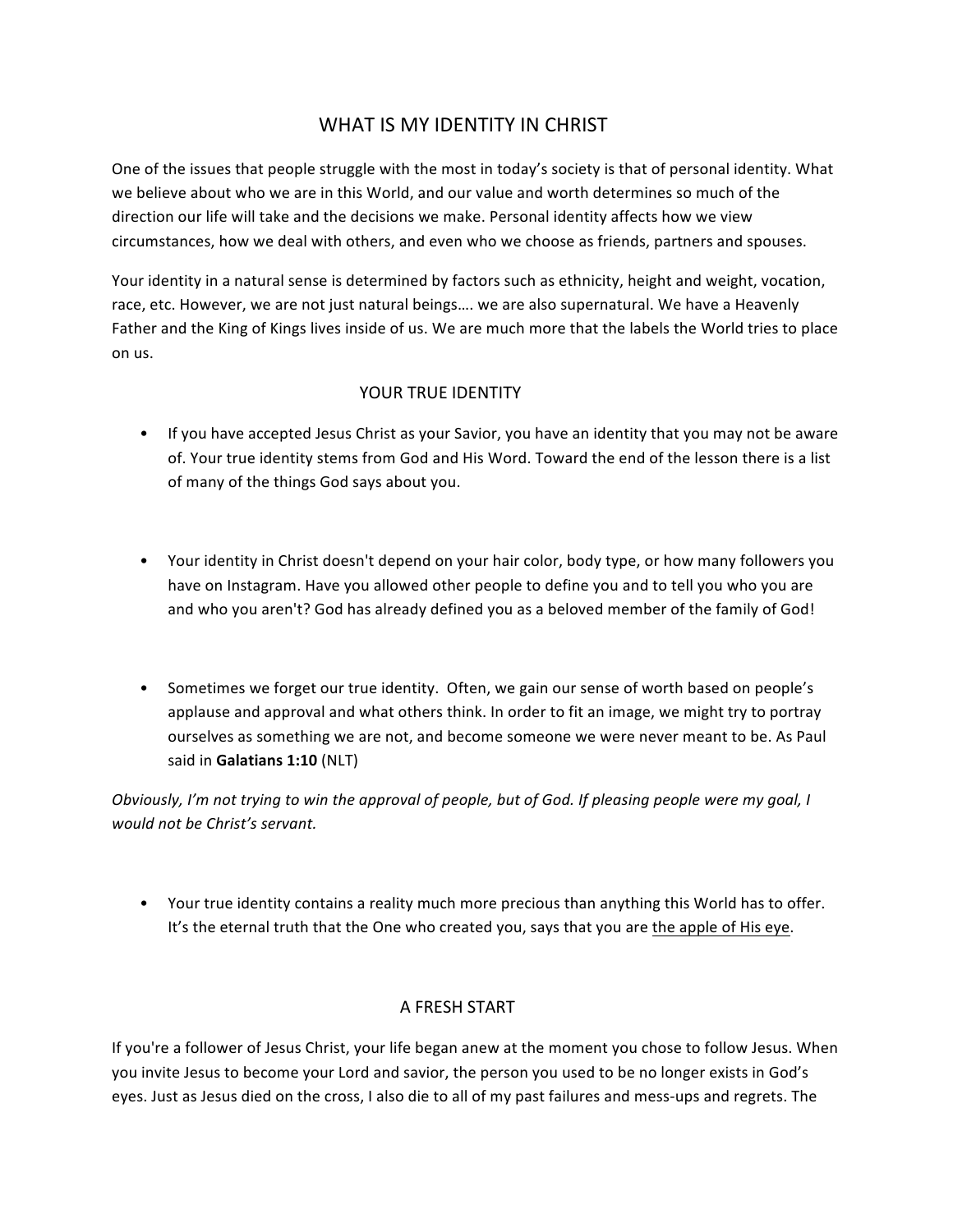# WHAT IS MY IDENTITY IN CHRIST

One of the issues that people struggle with the most in today's society is that of personal identity. What we believe about who we are in this World, and our value and worth determines so much of the direction our life will take and the decisions we make. Personal identity affects how we view circumstances, how we deal with others, and even who we choose as friends, partners and spouses.

Your identity in a natural sense is determined by factors such as ethnicity, height and weight, vocation, race, etc. However, we are not just natural beings…. we are also supernatural. We have a Heavenly Father and the King of Kings lives inside of us. We are much more that the labels the World tries to place on us.

## YOUR TRUE IDENTITY

- If you have accepted Jesus Christ as your Savior, you have an identity that you may not be aware of. Your true identity stems from God and His Word. Toward the end of the lesson there is a list of many of the things God says about you.

- Your identity in Christ doesn't depend on your hair color, body type, or how many followers you have on Instagram. Have you allowed other people to define you and to tell you who you are and who you aren't? God has already defined you as a beloved member of the family of God!

- Sometimes we forget our true identity. Often, we gain our sense of worth based on people's applause and approval and what others think. In order to fit an image, we might try to portray ourselves as something we are not, and become someone we were never meant to be. As Paul said in **Galatians 1:10** (NLT)

*Obviously, I'm not trying to win the approval of people, but of God. If pleasing people were my goal, I would not be Christ's servant.*

- Your true identity contains a reality much more precious than anything this World has to offer. It's the eternal truth that the One who created you, says that you are <u>the apple of His eye</u>.

## A FRESH START

If you're a follower of Jesus Christ, your life began anew at the moment you chose to follow Jesus. When you invite Jesus to become your Lord and savior, the person you used to be no longer exists in God's eyes. Just as Jesus died on the cross, I also die to all of my past failures and mess-ups and regrets. The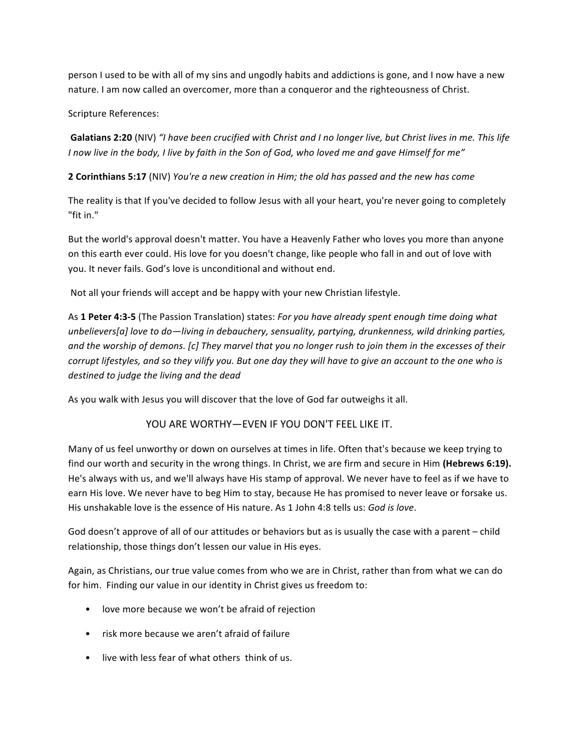person I used to be with all of my sins and ungodly habits and addictions is gone, and I now have a new nature. I am now called an overcomer, more than a conqueror and the righteousness of Christ.

Scripture References:

**Galatians 2:20** (NIV) *"I have been crucified with Christ and I no longer live, but Christ lives in me. This life I now live in the body, I live by faith in the Son of God, who loved me and gave Himself for me"*

**2 Corinthians 5:17** (NIV) *You're a new creation in Him; the old has passed and the new has come*

The reality is that If you've decided to follow Jesus with all your heart, you're never going to completely "fit in."

But the world's approval doesn't matter. You have a Heavenly Father who loves you more than anyone on this earth ever could. His love for you doesn't change, like people who fall in and out of love with you. It never fails. God's love is unconditional and without end.

Not all your friends will accept and be happy with your new Christian lifestyle.

As **1 Peter 4:3-5** (The Passion Translation) states: *For you have already spent enough time doing what unbelievers[a] love to do—living in debauchery, sensuality, partying, drunkenness, wild drinking parties, and the worship of demons. [c] They marvel that you no longer rush to join them in the excesses of their corrupt lifestyles, and so they vilify you. But one day they will have to give an account to the one who is destined to judge the living and the dead*

As you walk with Jesus you will discover that the love of God far outweighs it all.

## YOU ARE WORTHY—EVEN IF YOU DON'T FEEL LIKE IT.

Many of us feel unworthy or down on ourselves at times in life. Often that's because we keep trying to find our worth and security in the wrong things. In Christ, we are firm and secure in Him **(Hebrews 6:19).** He's always with us, and we'll always have His stamp of approval. We never have to feel as if we have to earn His love. We never have to beg Him to stay, because He has promised to never leave or forsake us. His unshakable love is the essence of His nature. As 1 John 4:8 tells us: *God is love*.

God doesn't approve of all of our attitudes or behaviors but as is usually the case with a parent – child relationship, those things don't lessen our value in His eyes.

Again, as Christians, our true value comes from who we are in Christ, rather than from what we can do for him. Finding our value in our identity in Christ gives us freedom to:

- love more because we won't be afraid of rejection
- risk more because we aren't afraid of failure
- live with less fear of what others think of us.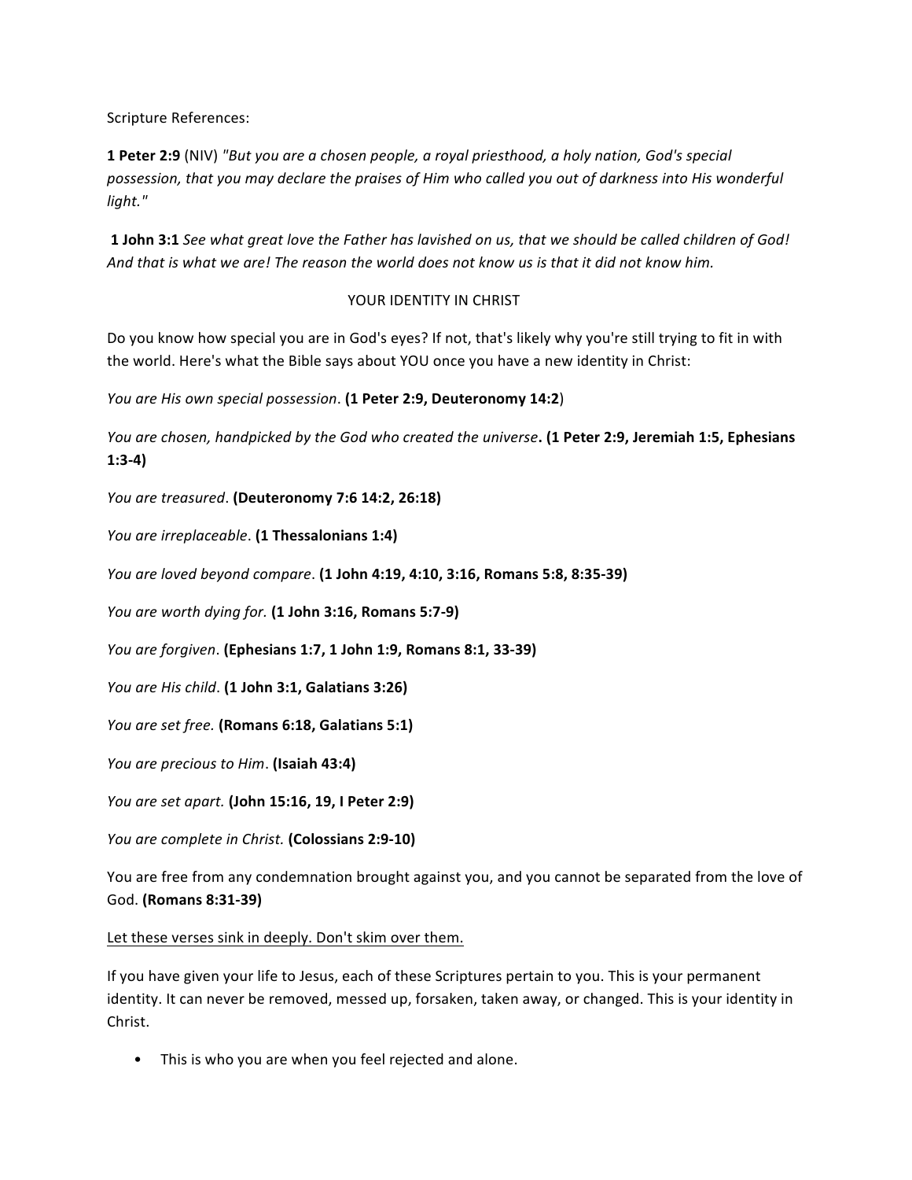Scripture References:

**1 Peter 2:9** (NIV) *"But you are a chosen people, a royal priesthood, a holy nation, God's special possession, that you may declare the praises of Him who called you out of darkness into His wonderful light."*

**1 John 3:1** *See what great love the Father has lavished on us, that we should be called children of God! And that is what we are! The reason the world does not know us is that it did not know him.*

## YOUR IDENTITY IN CHRIST

Do you know how special you are in God's eyes? If not, that's likely why you're still trying to fit in with the world. Here's what the Bible says about YOU once you have a new identity in Christ:

*You are His own special possession*. **(1 Peter 2:9, Deuteronomy 14:2**)

*You are chosen, handpicked by the God who created the universe*. **(1 Peter 2:9, Jeremiah 1:5, Ephesians 1:3-4)**

*You are treasured*. **(Deuteronomy 7:6 14:2, 26:18)**

*You are irreplaceable*. **(1 Thessalonians 1:4)**

*You are loved beyond compare*. **(1 John 4:19, 4:10, 3:16, Romans 5:8, 8:35-39)**

*You are worth dying for.* **(1 John 3:16, Romans 5:7-9)**

*You are forgiven*. **(Ephesians 1:7, 1 John 1:9, Romans 8:1, 33-39)**

*You are His child*. **(1 John 3:1, Galatians 3:26)**

*You are set free.* **(Romans 6:18, Galatians 5:1)**

*You are precious to Him*. **(Isaiah 43:4)**

*You are set apart.* **(John 15:16, 19, I Peter 2:9)**

*You are complete in Christ.* **(Colossians 2:9-10)**

You are free from any condemnation brought against you, and you cannot be separated from the love of God. **(Romans 8:31-39)**

<u>Let these verses sink in deeply. Don't skim over them.</u>

If you have given your life to Jesus, each of these Scriptures pertain to you. This is your permanent identity. It can never be removed, messed up, forsaken, taken away, or changed. This is your identity in Christ.

- This is who you are when you feel rejected and alone.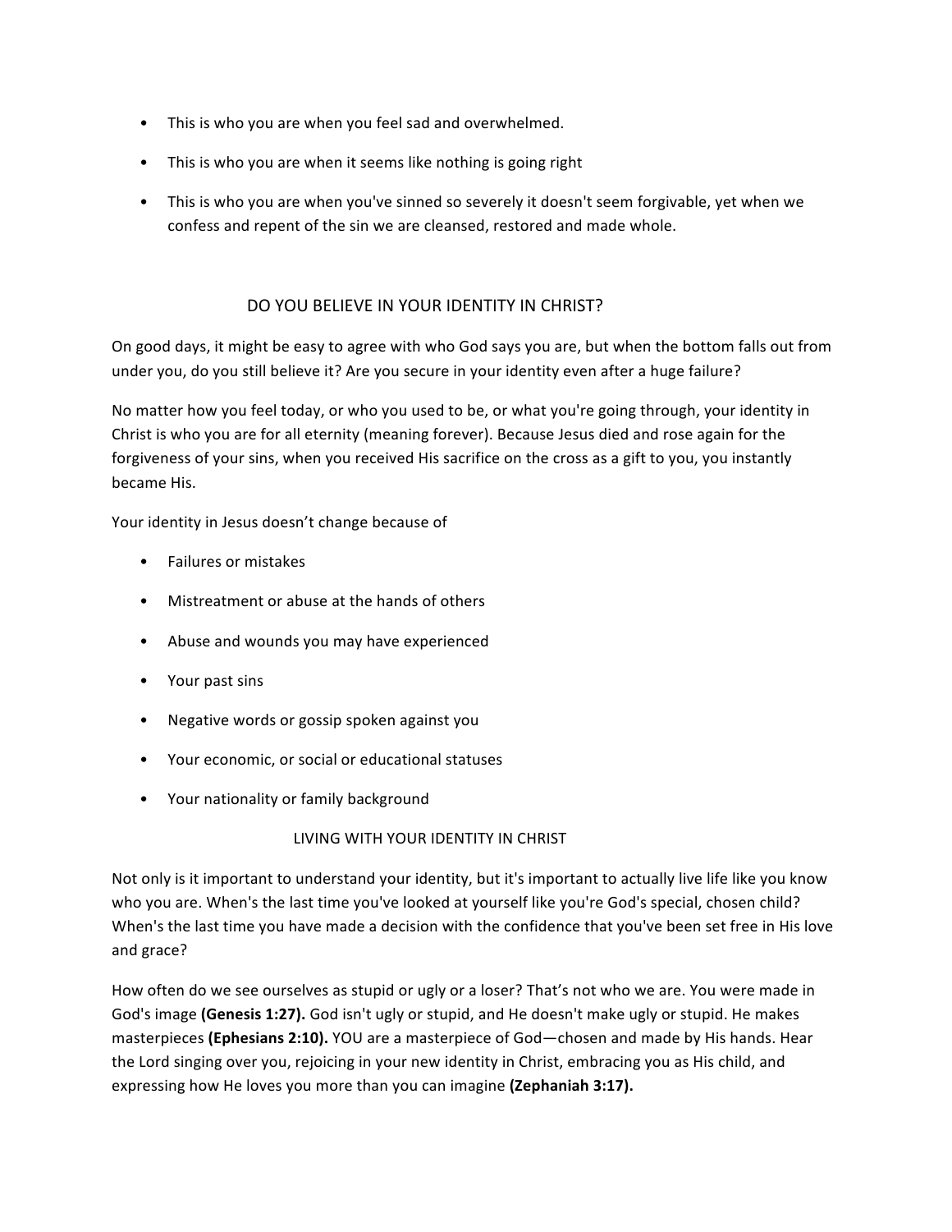- This is who you are when you feel sad and overwhelmed.
- This is who you are when it seems like nothing is going right
- This is who you are when you've sinned so severely it doesn't seem forgivable, yet when we confess and repent of the sin we are cleansed, restored and made whole.

## DO YOU BELIEVE IN YOUR IDENTITY IN CHRIST?

On good days, it might be easy to agree with who God says you are, but when the bottom falls out from under you, do you still believe it? Are you secure in your identity even after a huge failure?

No matter how you feel today, or who you used to be, or what you're going through, your identity in Christ is who you are for all eternity (meaning forever). Because Jesus died and rose again for the forgiveness of your sins, when you received His sacrifice on the cross as a gift to you, you instantly became His.

Your identity in Jesus doesn't change because of

- Failures or mistakes
- Mistreatment or abuse at the hands of others
- Abuse and wounds you may have experienced
- Your past sins
- Negative words or gossip spoken against you
- Your economic, or social or educational statuses
- Your nationality or family background

## LIVING WITH YOUR IDENTITY IN CHRIST

Not only is it important to understand your identity, but it's important to actually live life like you know who you are. When's the last time you've looked at yourself like you're God's special, chosen child? When's the last time you have made a decision with the confidence that you've been set free in His love and grace?

How often do we see ourselves as stupid or ugly or a loser? That's not who we are. You were made in God's image **(Genesis 1:27).** God isn't ugly or stupid, and He doesn't make ugly or stupid. He makes masterpieces **(Ephesians 2:10).** YOU are a masterpiece of God—chosen and made by His hands. Hear the Lord singing over you, rejoicing in your new identity in Christ, embracing you as His child, and expressing how He loves you more than you can imagine **(Zephaniah 3:17).**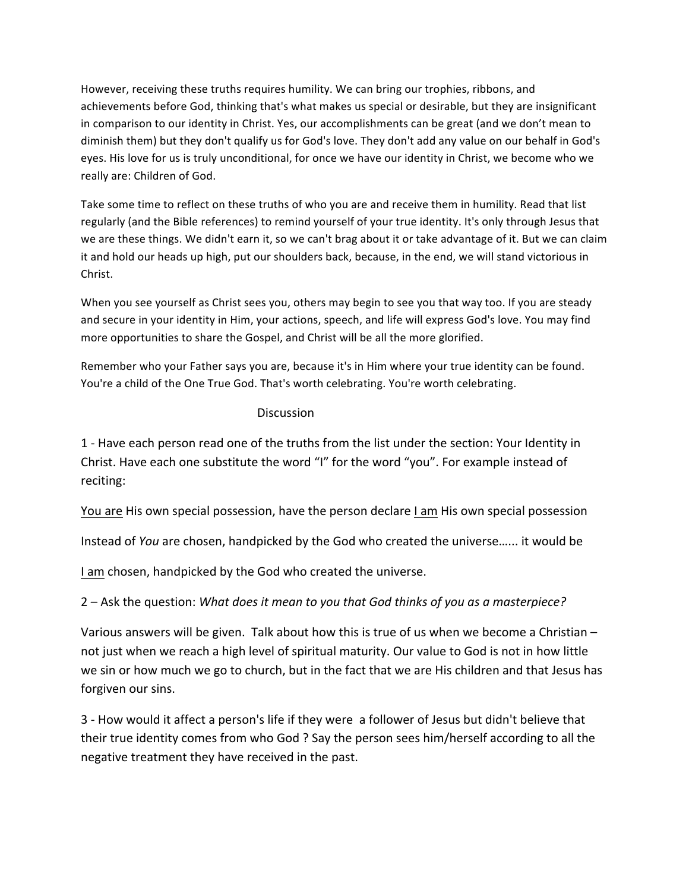However, receiving these truths requires humility. We can bring our trophies, ribbons, and achievements before God, thinking that's what makes us special or desirable, but they are insignificant in comparison to our identity in Christ. Yes, our accomplishments can be great (and we don't mean to diminish them) but they don't qualify us for God's love. They don't add any value on our behalf in God's eyes. His love for us is truly unconditional, for once we have our identity in Christ, we become who we really are: Children of God.

Take some time to reflect on these truths of who you are and receive them in humility. Read that list regularly (and the Bible references) to remind yourself of your true identity. It's only through Jesus that we are these things. We didn't earn it, so we can't brag about it or take advantage of it. But we can claim it and hold our heads up high, put our shoulders back, because, in the end, we will stand victorious in Christ.

When you see yourself as Christ sees you, others may begin to see you that way too. If you are steady and secure in your identity in Him, your actions, speech, and life will express God's love. You may find more opportunities to share the Gospel, and Christ will be all the more glorified.

Remember who your Father says you are, because it's in Him where your true identity can be found. You're a child of the One True God. That's worth celebrating. You're worth celebrating.

## Discussion

1 - Have each person read one of the truths from the list under the section: Your Identity in Christ. Have each one substitute the word "I" for the word "you". For example instead of reciting:

<u>You are</u> His own special possession, have the person declare <u>I am</u> His own special possession

Instead of *You* are chosen, handpicked by the God who created the universe…... it would be

<u>I am</u> chosen, handpicked by the God who created the universe.

2 – Ask the question: *What does it mean to you that God thinks of you as a masterpiece?*

Various answers will be given. Talk about how this is true of us when we become a Christian – not just when we reach a high level of spiritual maturity. Our value to God is not in how little we sin or how much we go to church, but in the fact that we are His children and that Jesus has forgiven our sins.

3 - How would it affect a person's life if they were a follower of Jesus but didn't believe that their true identity comes from who God ? Say the person sees him/herself according to all the negative treatment they have received in the past.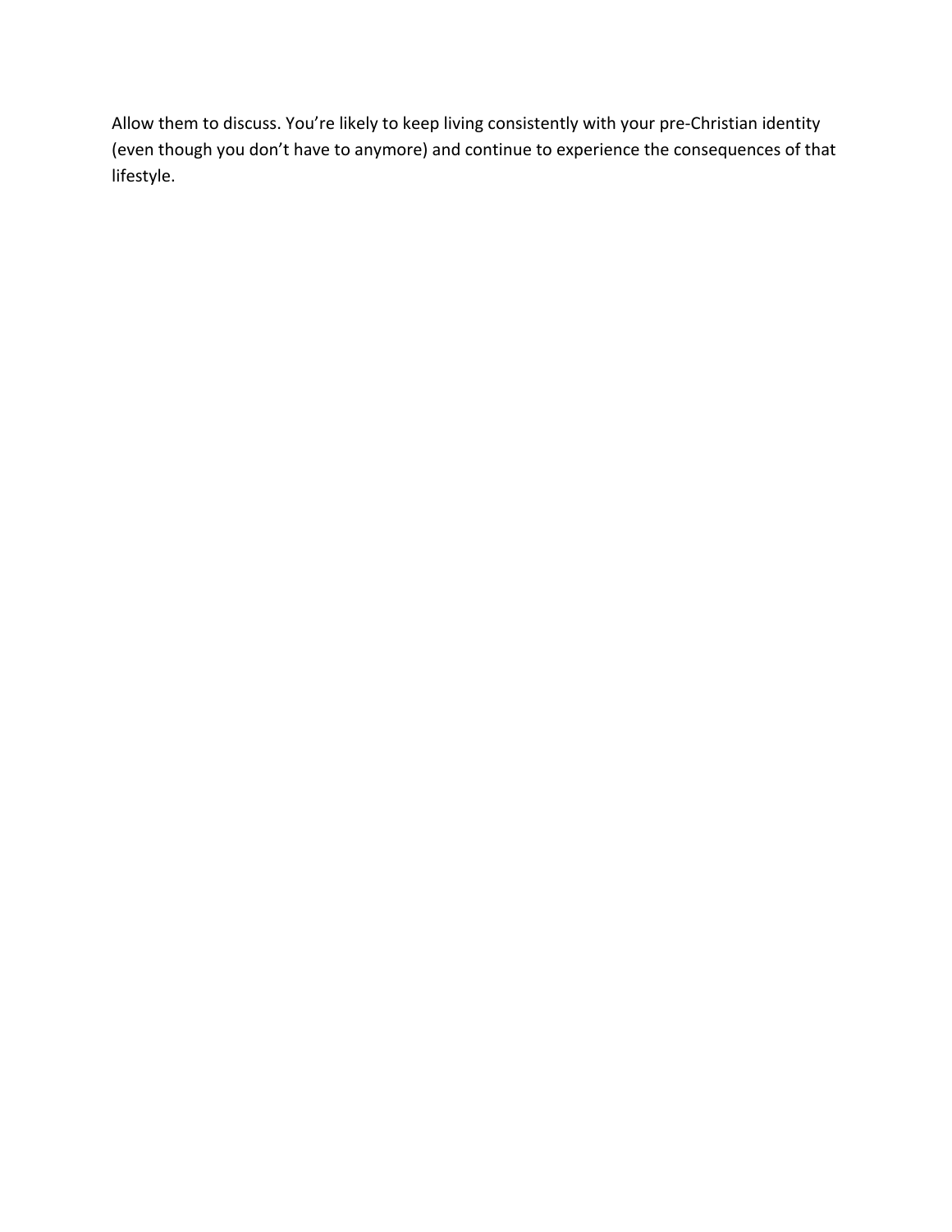Allow them to discuss. You're likely to keep living consistently with your pre-Christian identity (even though you don't have to anymore) and continue to experience the consequences of that lifestyle.